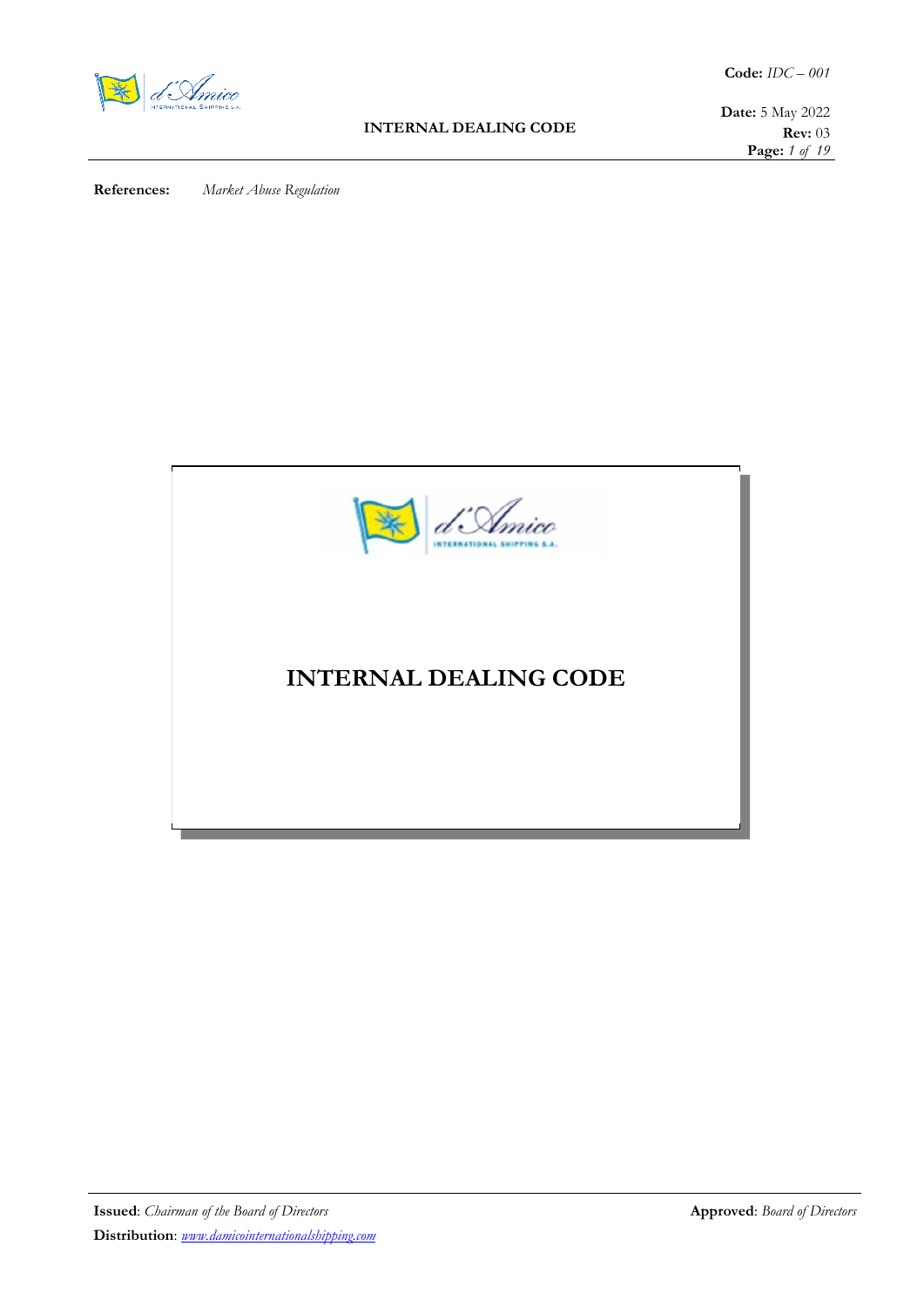**Code:** *IDC – 001*

**Date:** 5 May 2022

**Rev:** 03

**References:** *Market Abuse Regulation*

# INTERNAL DEALING CODE

**Issued**: *Chairman of the Board of Directors*

**Approved**: *Board of Directors*

**Distribution**: *www.damicointernationalshipping.com*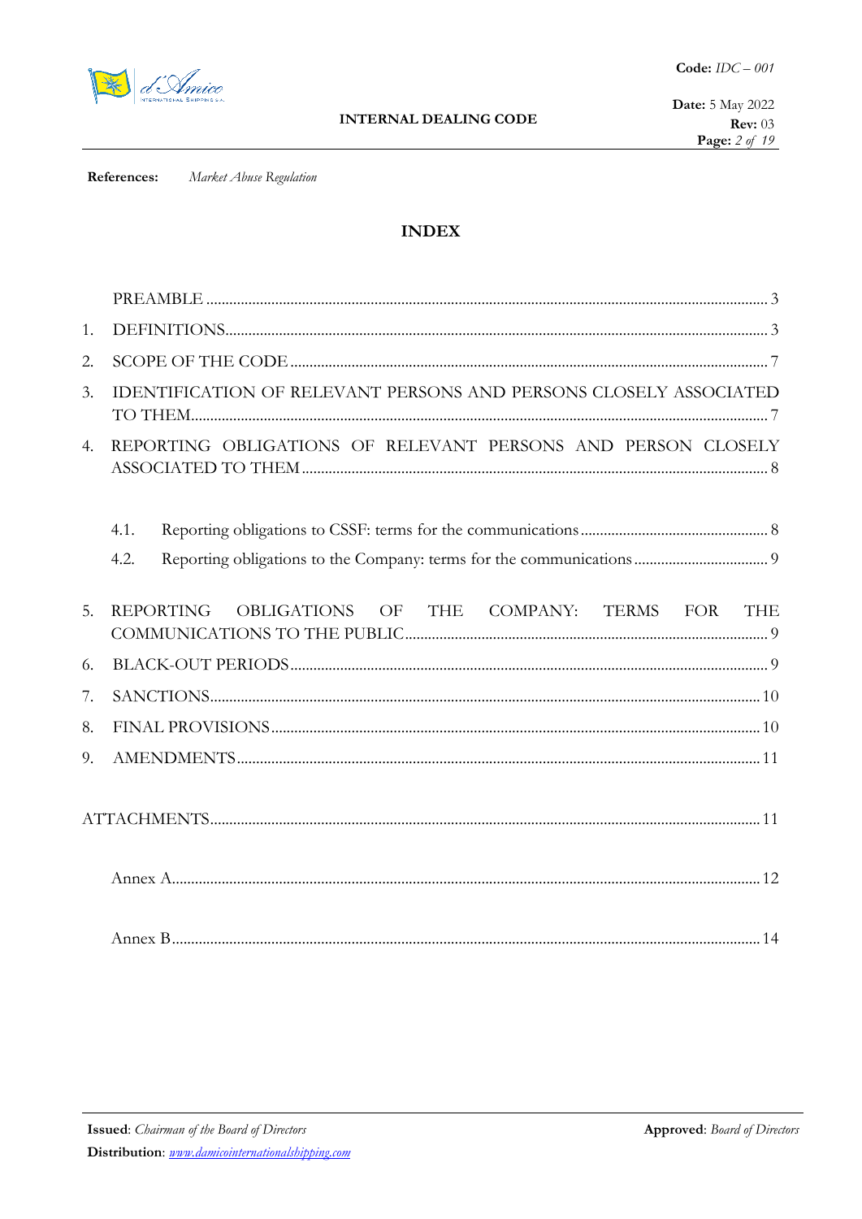**References:** *Market Abuse Regulation*

## INDEX

PREAMBLE ..... 3

1. DEFINITIONS ..... 3
2. SCOPE OF THE CODE ..... 7
3. IDENTIFICATION OF RELEVANT PERSONS AND PERSONS CLOSELY ASSOCIATED TO THEM ..... 7
4. REPORTING OBLIGATIONS OF RELEVANT PERSONS AND PERSON CLOSELY ASSOCIATED TO THEM ..... 8
   - 4.1. Reporting obligations to CSSF: terms for the communications ..... 8
   - 4.2. Reporting obligations to the Company: terms for the communications ..... 9
5. REPORTING OBLIGATIONS OF THE COMPANY: TERMS FOR THE COMMUNICATIONS TO THE PUBLIC ..... 9
6. BLACK-OUT PERIODS ..... 9
7. SANCTIONS ..... 10
8. FINAL PROVISIONS ..... 10
9. AMENDMENTS ..... 11

ATTACHMENTS ..... 11

Annex A ..... 12

Annex B ..... 14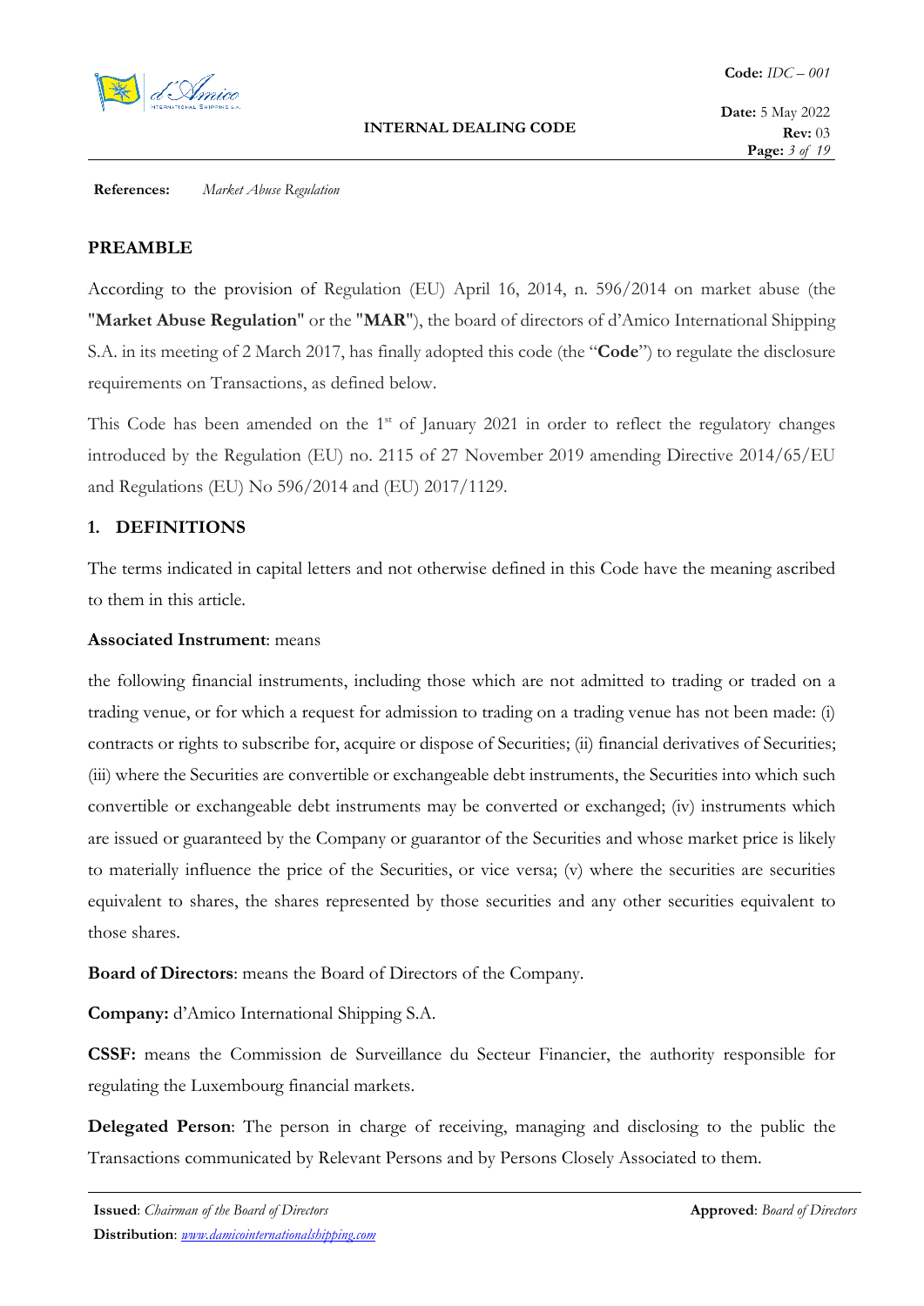**References:** *Market Abuse Regulation*

## PREAMBLE

According to the provision of Regulation (EU) April 16, 2014, n. 596/2014 on market abuse (the "**Market Abuse Regulation**" or the "**MAR**"), the board of directors of d'Amico International Shipping S.A. in its meeting of 2 March 2017, has finally adopted this code (the "**Code**") to regulate the disclosure requirements on Transactions, as defined below.

This Code has been amended on the 1st of January 2021 in order to reflect the regulatory changes introduced by the Regulation (EU) no. 2115 of 27 November 2019 amending Directive 2014/65/EU and Regulations (EU) No 596/2014 and (EU) 2017/1129.

## 1. DEFINITIONS

The terms indicated in capital letters and not otherwise defined in this Code have the meaning ascribed to them in this article.

**Associated Instrument**: means

the following financial instruments, including those which are not admitted to trading or traded on a trading venue, or for which a request for admission to trading on a trading venue has not been made: (i) contracts or rights to subscribe for, acquire or dispose of Securities; (ii) financial derivatives of Securities; (iii) where the Securities are convertible or exchangeable debt instruments, the Securities into which such convertible or exchangeable debt instruments may be converted or exchanged; (iv) instruments which are issued or guaranteed by the Company or guarantor of the Securities and whose market price is likely to materially influence the price of the Securities, or vice versa; (v) where the securities are securities equivalent to shares, the shares represented by those securities and any other securities equivalent to those shares.

**Board of Directors**: means the Board of Directors of the Company.

**Company:** d'Amico International Shipping S.A.

**CSSF:** means the Commission de Surveillance du Secteur Financier, the authority responsible for regulating the Luxembourg financial markets.

**Delegated Person**: The person in charge of receiving, managing and disclosing to the public the Transactions communicated by Relevant Persons and by Persons Closely Associated to them.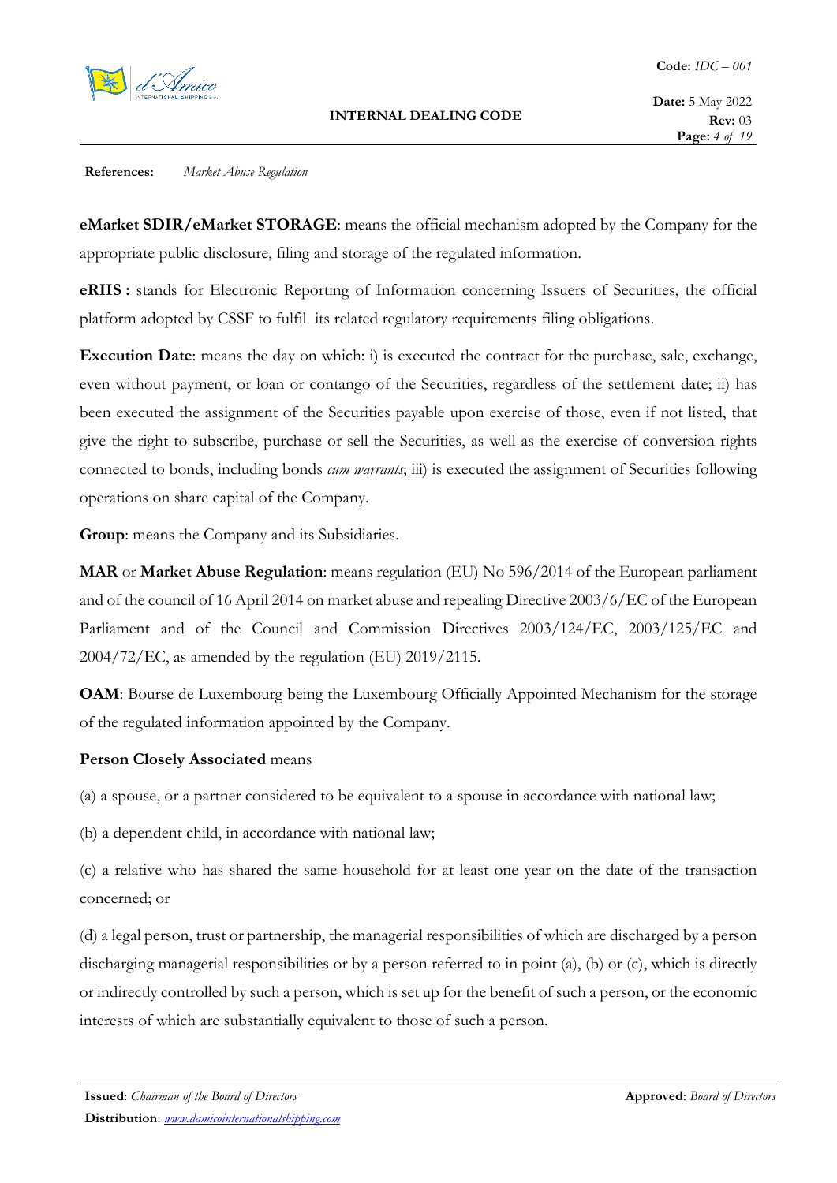**eMarket SDIR/eMarket STORAGE**: means the official mechanism adopted by the Company for the appropriate public disclosure, filing and storage of the regulated information.

**eRIIS :** stands for Electronic Reporting of Information concerning Issuers of Securities, the official platform adopted by CSSF to fulfil its related regulatory requirements filing obligations.

**Execution Date**: means the day on which: i) is executed the contract for the purchase, sale, exchange, even without payment, or loan or contango of the Securities, regardless of the settlement date; ii) has been executed the assignment of the Securities payable upon exercise of those, even if not listed, that give the right to subscribe, purchase or sell the Securities, as well as the exercise of conversion rights connected to bonds, including bonds *cum warrants*; iii) is executed the assignment of Securities following operations on share capital of the Company.

**Group**: means the Company and its Subsidiaries.

**MAR** or **Market Abuse Regulation**: means regulation (EU) No 596/2014 of the European parliament and of the council of 16 April 2014 on market abuse and repealing Directive 2003/6/EC of the European Parliament and of the Council and Commission Directives 2003/124/EC, 2003/125/EC and 2004/72/EC, as amended by the regulation (EU) 2019/2115.

**OAM**: Bourse de Luxembourg being the Luxembourg Officially Appointed Mechanism for the storage of the regulated information appointed by the Company.

**Person Closely Associated** means

(a) a spouse, or a partner considered to be equivalent to a spouse in accordance with national law;

(b) a dependent child, in accordance with national law;

(c) a relative who has shared the same household for at least one year on the date of the transaction concerned; or

(d) a legal person, trust or partnership, the managerial responsibilities of which are discharged by a person discharging managerial responsibilities or by a person referred to in point (a), (b) or (c), which is directly or indirectly controlled by such a person, which is set up for the benefit of such a person, or the economic interests of which are substantially equivalent to those of such a person.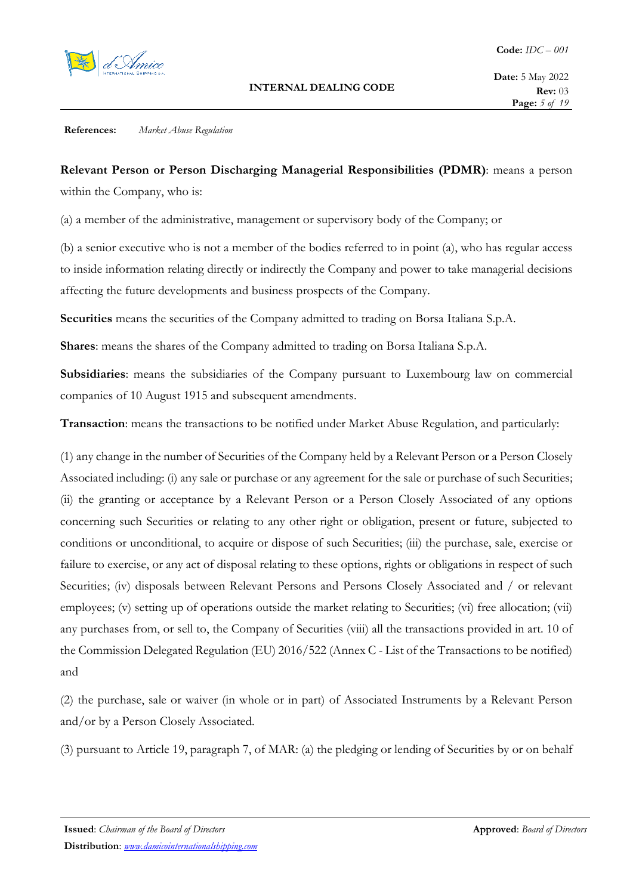**Relevant Person or Person Discharging Managerial Responsibilities (PDMR)**: means a person within the Company, who is:

(a) a member of the administrative, management or supervisory body of the Company; or

(b) a senior executive who is not a member of the bodies referred to in point (a), who has regular access to inside information relating directly or indirectly the Company and power to take managerial decisions affecting the future developments and business prospects of the Company.

**Securities** means the securities of the Company admitted to trading on Borsa Italiana S.p.A.

**Shares**: means the shares of the Company admitted to trading on Borsa Italiana S.p.A.

**Subsidiaries**: means the subsidiaries of the Company pursuant to Luxembourg law on commercial companies of 10 August 1915 and subsequent amendments.

**Transaction**: means the transactions to be notified under Market Abuse Regulation, and particularly:

(1) any change in the number of Securities of the Company held by a Relevant Person or a Person Closely Associated including: (i) any sale or purchase or any agreement for the sale or purchase of such Securities; (ii) the granting or acceptance by a Relevant Person or a Person Closely Associated of any options concerning such Securities or relating to any other right or obligation, present or future, subjected to conditions or unconditional, to acquire or dispose of such Securities; (iii) the purchase, sale, exercise or failure to exercise, or any act of disposal relating to these options, rights or obligations in respect of such Securities; (iv) disposals between Relevant Persons and Persons Closely Associated and / or relevant employees; (v) setting up of operations outside the market relating to Securities; (vi) free allocation; (vii) any purchases from, or sell to, the Company of Securities (viii) all the transactions provided in art. 10 of the Commission Delegated Regulation (EU) 2016/522 (Annex C - List of the Transactions to be notified) and

(2) the purchase, sale or waiver (in whole or in part) of Associated Instruments by a Relevant Person and/or by a Person Closely Associated.

(3) pursuant to Article 19, paragraph 7, of MAR: (a) the pledging or lending of Securities by or on behalf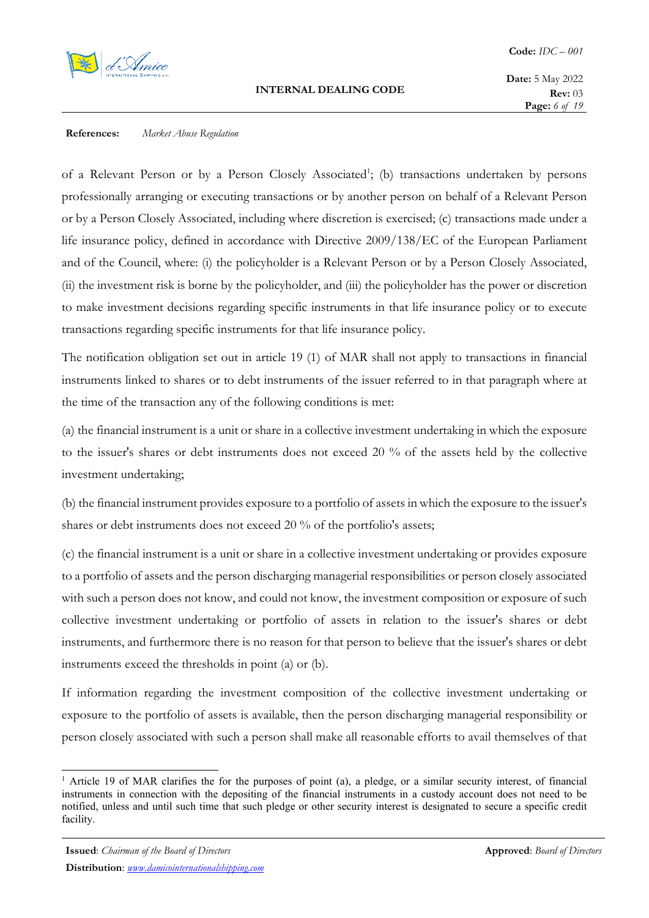of a Relevant Person or by a Person Closely Associated[1]; (b) transactions undertaken by persons professionally arranging or executing transactions or by another person on behalf of a Relevant Person or by a Person Closely Associated, including where discretion is exercised; (c) transactions made under a life insurance policy, defined in accordance with Directive 2009/138/EC of the European Parliament and of the Council, where: (i) the policyholder is a Relevant Person or by a Person Closely Associated, (ii) the investment risk is borne by the policyholder, and (iii) the policyholder has the power or discretion to make investment decisions regarding specific instruments in that life insurance policy or to execute transactions regarding specific instruments for that life insurance policy.

The notification obligation set out in article 19 (1) of MAR shall not apply to transactions in financial instruments linked to shares or to debt instruments of the issuer referred to in that paragraph where at the time of the transaction any of the following conditions is met:

(a) the financial instrument is a unit or share in a collective investment undertaking in which the exposure to the issuer's shares or debt instruments does not exceed 20 % of the assets held by the collective investment undertaking;

(b) the financial instrument provides exposure to a portfolio of assets in which the exposure to the issuer's shares or debt instruments does not exceed 20 % of the portfolio's assets;

(c) the financial instrument is a unit or share in a collective investment undertaking or provides exposure to a portfolio of assets and the person discharging managerial responsibilities or person closely associated with such a person does not know, and could not know, the investment composition or exposure of such collective investment undertaking or portfolio of assets in relation to the issuer's shares or debt instruments, and furthermore there is no reason for that person to believe that the issuer's shares or debt instruments exceed the thresholds in point (a) or (b).

If information regarding the investment composition of the collective investment undertaking or exposure to the portfolio of assets is available, then the person discharging managerial responsibility or person closely associated with such a person shall make all reasonable efforts to avail themselves of that

---

[1] Article 19 of MAR clarifies the for the purposes of point (a), a pledge, or a similar security interest, of financial instruments in connection with the depositing of the financial instruments in a custody account does not need to be notified, unless and until such time that such pledge or other security interest is designated to secure a specific credit facility.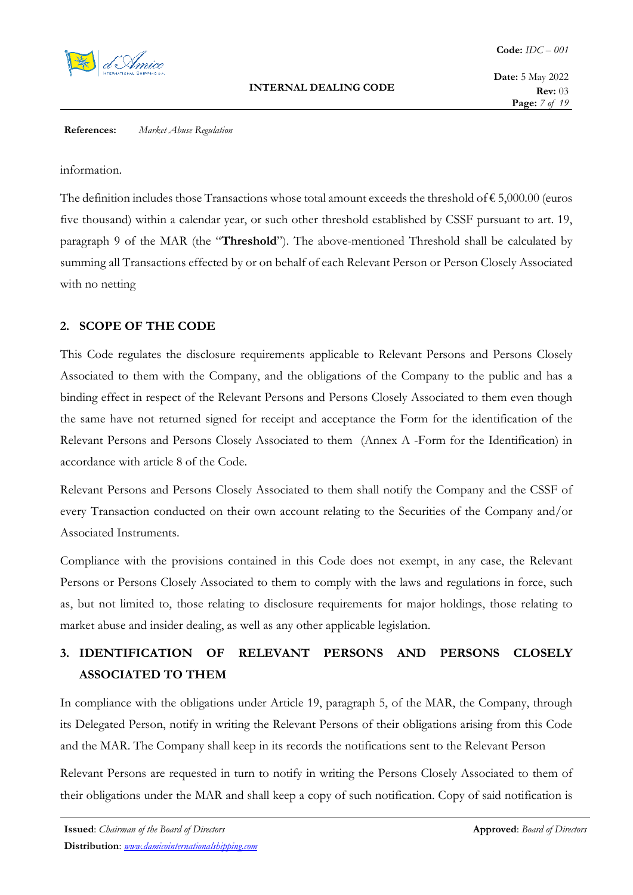information.

The definition includes those Transactions whose total amount exceeds the threshold of € 5,000.00 (euros five thousand) within a calendar year, or such other threshold established by CSSF pursuant to art. 19, paragraph 9 of the MAR (the "**Threshold**"). The above-mentioned Threshold shall be calculated by summing all Transactions effected by or on behalf of each Relevant Person or Person Closely Associated with no netting

## 2. SCOPE OF THE CODE

This Code regulates the disclosure requirements applicable to Relevant Persons and Persons Closely Associated to them with the Company, and the obligations of the Company to the public and has a binding effect in respect of the Relevant Persons and Persons Closely Associated to them even though the same have not returned signed for receipt and acceptance the Form for the identification of the Relevant Persons and Persons Closely Associated to them (Annex A -Form for the Identification) in accordance with article 8 of the Code.

Relevant Persons and Persons Closely Associated to them shall notify the Company and the CSSF of every Transaction conducted on their own account relating to the Securities of the Company and/or Associated Instruments.

Compliance with the provisions contained in this Code does not exempt, in any case, the Relevant Persons or Persons Closely Associated to them to comply with the laws and regulations in force, such as, but not limited to, those relating to disclosure requirements for major holdings, those relating to market abuse and insider dealing, as well as any other applicable legislation.

## 3. IDENTIFICATION OF RELEVANT PERSONS AND PERSONS CLOSELY ASSOCIATED TO THEM

In compliance with the obligations under Article 19, paragraph 5, of the MAR, the Company, through its Delegated Person, notify in writing the Relevant Persons of their obligations arising from this Code and the MAR. The Company shall keep in its records the notifications sent to the Relevant Person

Relevant Persons are requested in turn to notify in writing the Persons Closely Associated to them of their obligations under the MAR and shall keep a copy of such notification. Copy of said notification is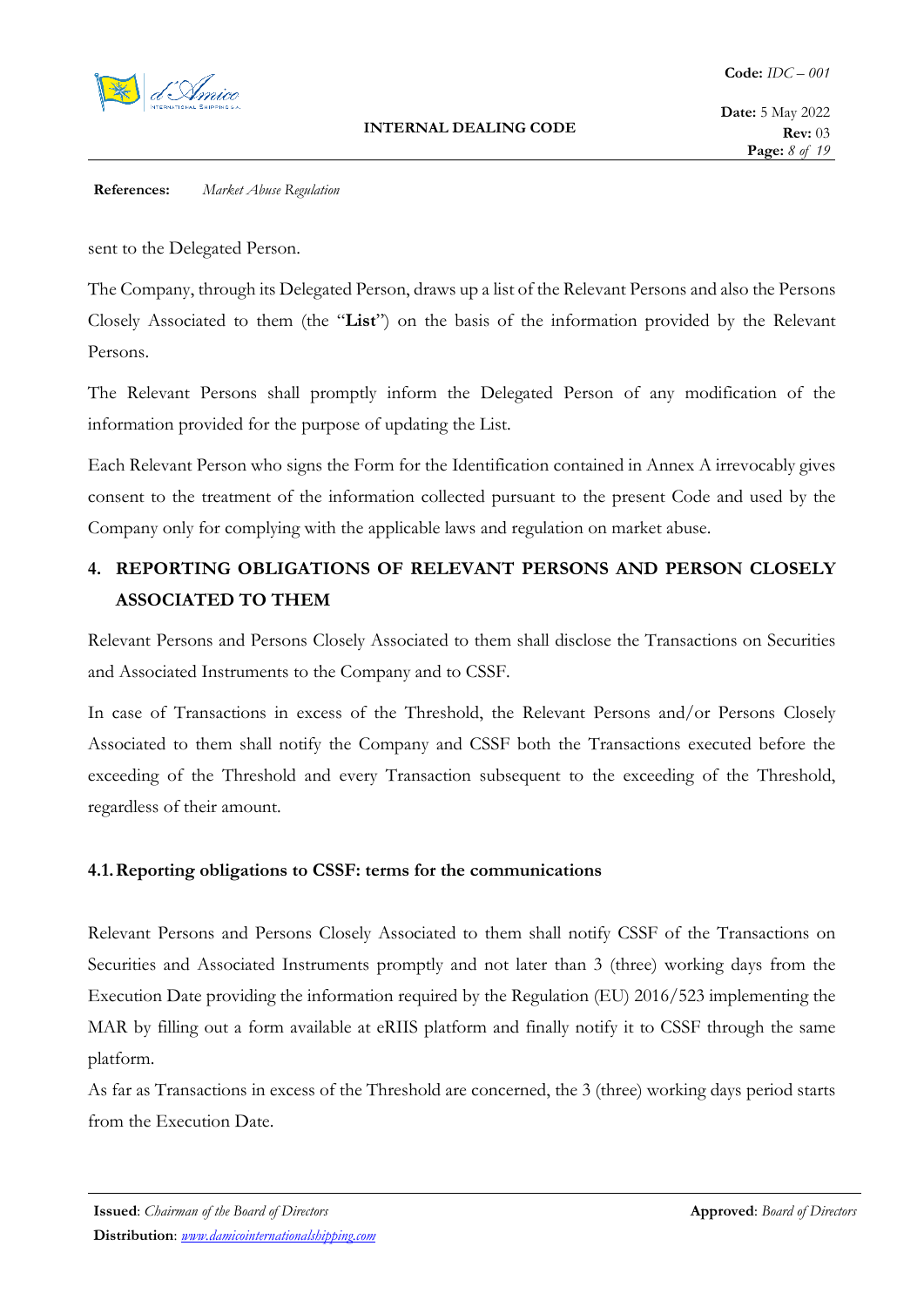sent to the Delegated Person.

The Company, through its Delegated Person, draws up a list of the Relevant Persons and also the Persons Closely Associated to them (the "**List**") on the basis of the information provided by the Relevant Persons.

The Relevant Persons shall promptly inform the Delegated Person of any modification of the information provided for the purpose of updating the List.

Each Relevant Person who signs the Form for the Identification contained in Annex A irrevocably gives consent to the treatment of the information collected pursuant to the present Code and used by the Company only for complying with the applicable laws and regulation on market abuse.

## 4. REPORTING OBLIGATIONS OF RELEVANT PERSONS AND PERSON CLOSELY ASSOCIATED TO THEM

Relevant Persons and Persons Closely Associated to them shall disclose the Transactions on Securities and Associated Instruments to the Company and to CSSF.

In case of Transactions in excess of the Threshold, the Relevant Persons and/or Persons Closely Associated to them shall notify the Company and CSSF both the Transactions executed before the exceeding of the Threshold and every Transaction subsequent to the exceeding of the Threshold, regardless of their amount.

### 4.1. Reporting obligations to CSSF: terms for the communications

Relevant Persons and Persons Closely Associated to them shall notify CSSF of the Transactions on Securities and Associated Instruments promptly and not later than 3 (three) working days from the Execution Date providing the information required by the Regulation (EU) 2016/523 implementing the MAR by filling out a form available at eRIIS platform and finally notify it to CSSF through the same platform.

As far as Transactions in excess of the Threshold are concerned, the 3 (three) working days period starts from the Execution Date.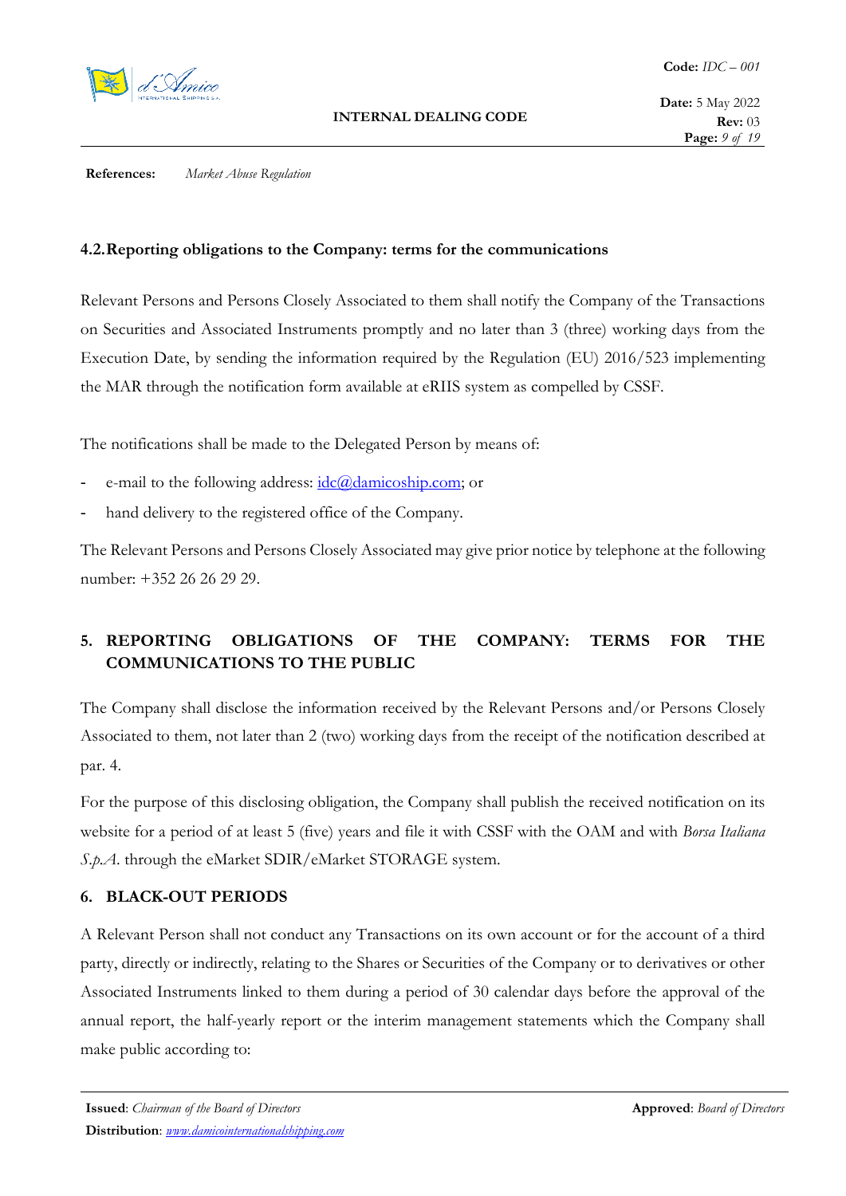### 4.2. Reporting obligations to the Company: terms for the communications

Relevant Persons and Persons Closely Associated to them shall notify the Company of the Transactions on Securities and Associated Instruments promptly and no later than 3 (three) working days from the Execution Date, by sending the information required by the Regulation (EU) 2016/523 implementing the MAR through the notification form available at eRIIS system as compelled by CSSF.

The notifications shall be made to the Delegated Person by means of:

- e-mail to the following address: idc@damicoship.com; or
- hand delivery to the registered office of the Company.

The Relevant Persons and Persons Closely Associated may give prior notice by telephone at the following number: +352 26 26 29 29.

## 5. REPORTING OBLIGATIONS OF THE COMPANY: TERMS FOR THE COMMUNICATIONS TO THE PUBLIC

The Company shall disclose the information received by the Relevant Persons and/or Persons Closely Associated to them, not later than 2 (two) working days from the receipt of the notification described at par. 4.

For the purpose of this disclosing obligation, the Company shall publish the received notification on its website for a period of at least 5 (five) years and file it with CSSF with the OAM and with *Borsa Italiana S.p.A.* through the eMarket SDIR/eMarket STORAGE system.

## 6. BLACK-OUT PERIODS

A Relevant Person shall not conduct any Transactions on its own account or for the account of a third party, directly or indirectly, relating to the Shares or Securities of the Company or to derivatives or other Associated Instruments linked to them during a period of 30 calendar days before the approval of the annual report, the half-yearly report or the interim management statements which the Company shall make public according to: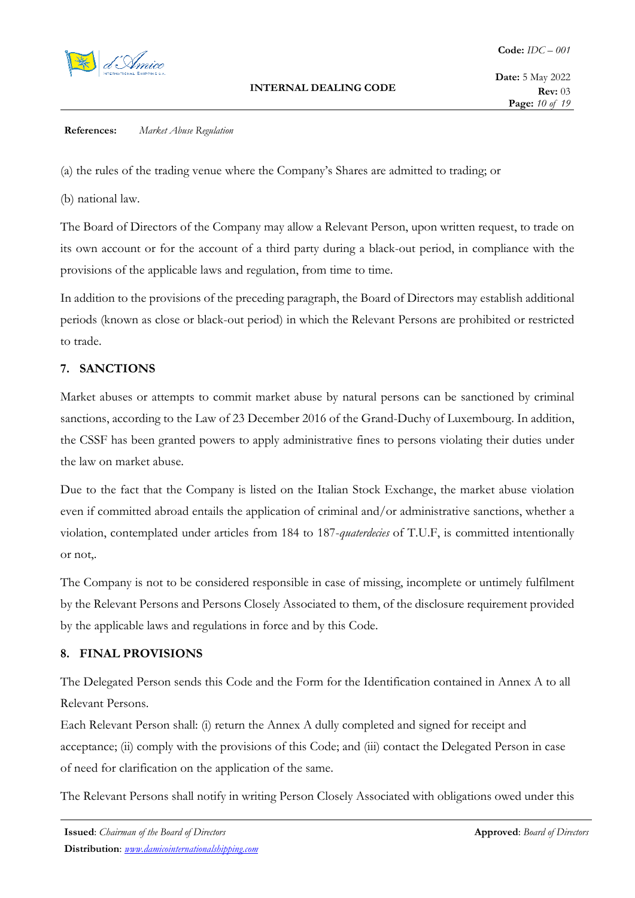(a) the rules of the trading venue where the Company's Shares are admitted to trading; or

(b) national law.

The Board of Directors of the Company may allow a Relevant Person, upon written request, to trade on its own account or for the account of a third party during a black-out period, in compliance with the provisions of the applicable laws and regulation, from time to time.

In addition to the provisions of the preceding paragraph, the Board of Directors may establish additional periods (known as close or black-out period) in which the Relevant Persons are prohibited or restricted to trade.

## 7. SANCTIONS

Market abuses or attempts to commit market abuse by natural persons can be sanctioned by criminal sanctions, according to the Law of 23 December 2016 of the Grand-Duchy of Luxembourg. In addition, the CSSF has been granted powers to apply administrative fines to persons violating their duties under the law on market abuse.

Due to the fact that the Company is listed on the Italian Stock Exchange, the market abuse violation even if committed abroad entails the application of criminal and/or administrative sanctions, whether a violation, contemplated under articles from 184 to 187-*quaterdecies* of T.U.F, is committed intentionally or not,.

The Company is not to be considered responsible in case of missing, incomplete or untimely fulfilment by the Relevant Persons and Persons Closely Associated to them, of the disclosure requirement provided by the applicable laws and regulations in force and by this Code.

## 8. FINAL PROVISIONS

The Delegated Person sends this Code and the Form for the Identification contained in Annex A to all Relevant Persons.

Each Relevant Person shall: (i) return the Annex A dully completed and signed for receipt and acceptance; (ii) comply with the provisions of this Code; and (iii) contact the Delegated Person in case of need for clarification on the application of the same.

The Relevant Persons shall notify in writing Person Closely Associated with obligations owed under this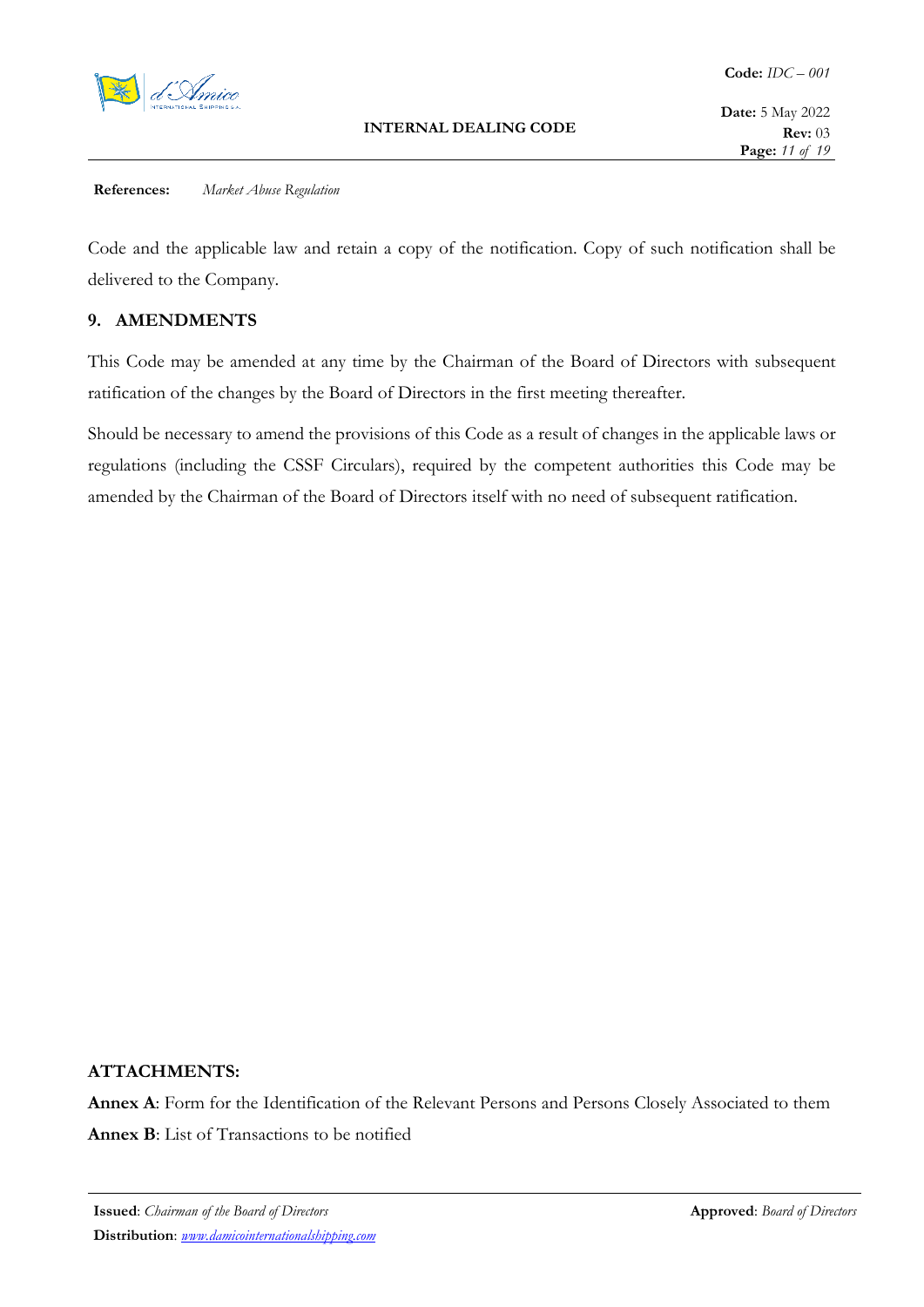Code and the applicable law and retain a copy of the notification. Copy of such notification shall be delivered to the Company.

## 9. AMENDMENTS

This Code may be amended at any time by the Chairman of the Board of Directors with subsequent ratification of the changes by the Board of Directors in the first meeting thereafter.

Should be necessary to amend the provisions of this Code as a result of changes in the applicable laws or regulations (including the CSSF Circulars), required by the competent authorities this Code may be amended by the Chairman of the Board of Directors itself with no need of subsequent ratification.

**ATTACHMENTS:**

**Annex A**: Form for the Identification of the Relevant Persons and Persons Closely Associated to them

**Annex B**: List of Transactions to be notified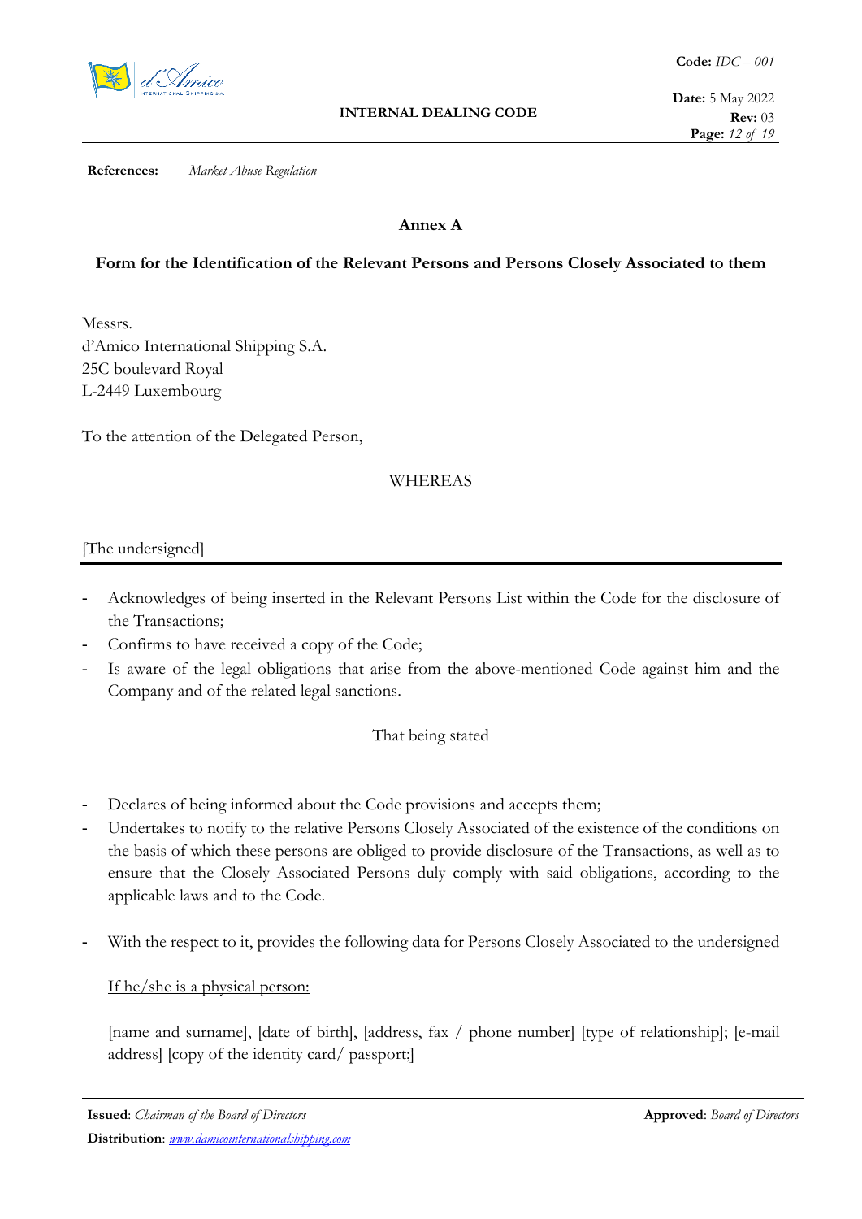References: *Market Abuse Regulation*

## Annex A

### Form for the Identification of the Relevant Persons and Persons Closely Associated to them

Messrs.
d'Amico International Shipping S.A.
25C boulevard Royal
L-2449 Luxembourg

To the attention of the Delegated Person,

WHEREAS

[The undersigned]

- Acknowledges of being inserted in the Relevant Persons List within the Code for the disclosure of the Transactions;
- Confirms to have received a copy of the Code;
- Is aware of the legal obligations that arise from the above-mentioned Code against him and the Company and of the related legal sanctions.

That being stated

- Declares of being informed about the Code provisions and accepts them;
- Undertakes to notify to the relative Persons Closely Associated of the existence of the conditions on the basis of which these persons are obliged to provide disclosure of the Transactions, as well as to ensure that the Closely Associated Persons duly comply with said obligations, according to the applicable laws and to the Code.
- With the respect to it, provides the following data for Persons Closely Associated to the undersigned

  If he/she is a physical person:

  [name and surname], [date of birth], [address, fax / phone number] [type of relationship]; [e-mail address] [copy of the identity card/ passport;]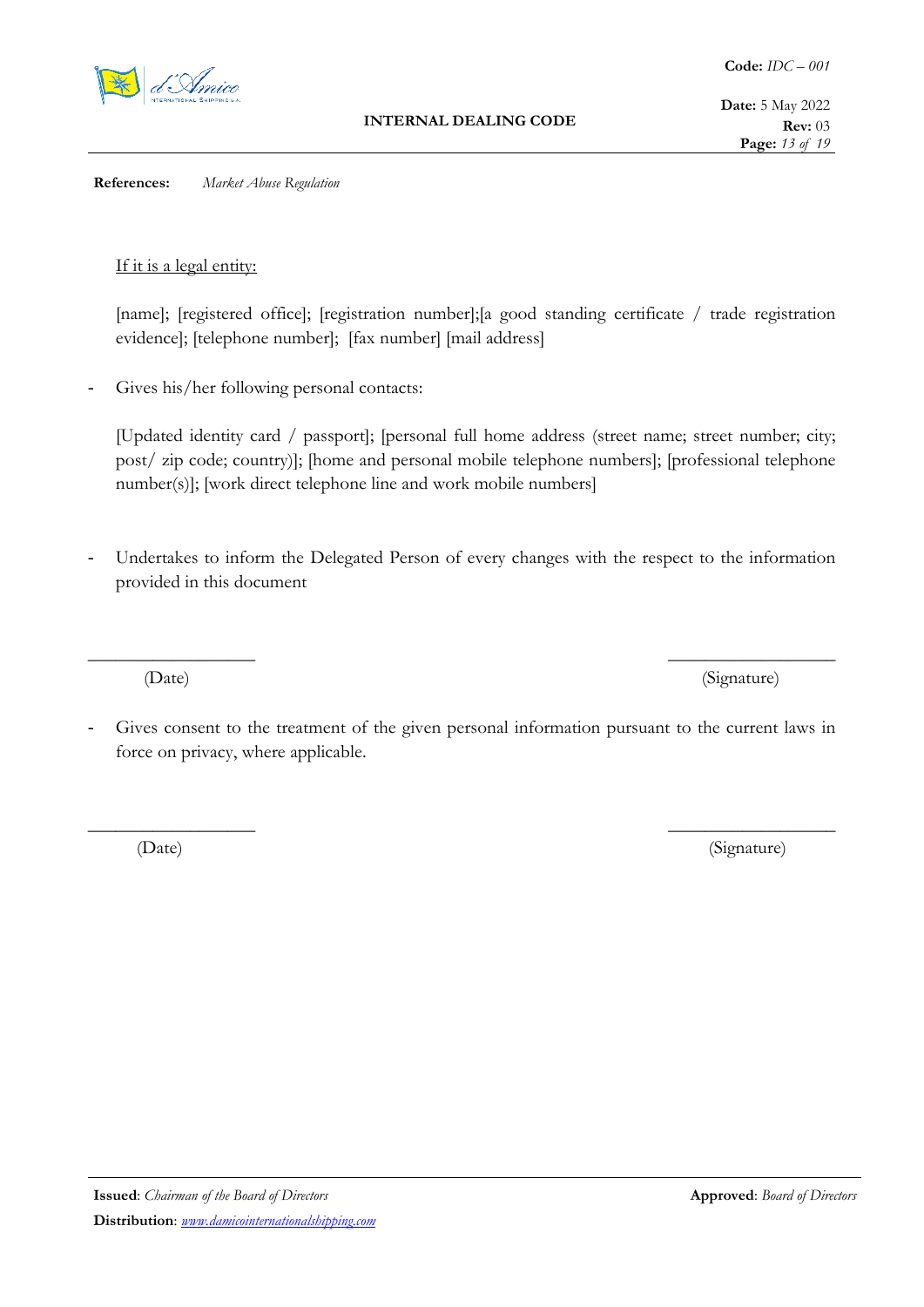If it is a legal entity:

[name]; [registered office]; [registration number];[a good standing certificate / trade registration evidence]; [telephone number]; [fax number] [mail address]

- Gives his/her following personal contacts:

  [Updated identity card / passport]; [personal full home address (street name; street number; city; post/ zip code; country)]; [home and personal mobile telephone numbers]; [professional telephone number(s)]; [work direct telephone line and work mobile numbers]

- Undertakes to inform the Delegated Person of every changes with the respect to the information provided in this document

\_\_\_\_\_\_\_\_\_\_\_\_\_\_\_\_\_\_ \_\_\_\_\_\_\_\_\_\_\_\_\_\_\_\_\_\_

(Date) (Signature)

- Gives consent to the treatment of the given personal information pursuant to the current laws in force on privacy, where applicable.

\_\_\_\_\_\_\_\_\_\_\_\_\_\_\_\_\_\_ \_\_\_\_\_\_\_\_\_\_\_\_\_\_\_\_\_\_

(Date) (Signature)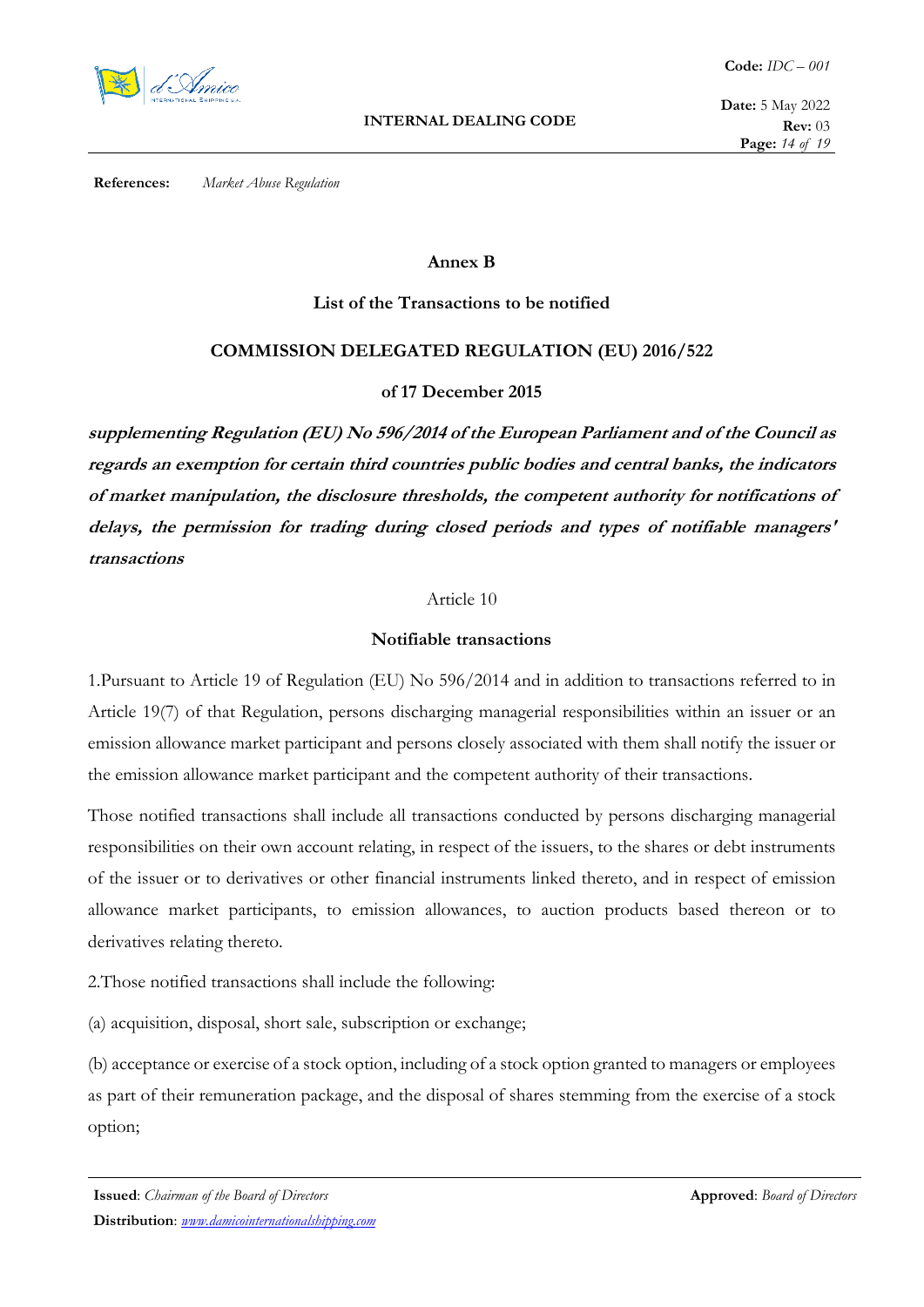## Annex B

### List of the Transactions to be notified

### COMMISSION DELEGATED REGULATION (EU) 2016/522

### of 17 December 2015

***supplementing Regulation (EU) No 596/2014 of the European Parliament and of the Council as regards an exemption for certain third countries public bodies and central banks, the indicators of market manipulation, the disclosure thresholds, the competent authority for notifications of delays, the permission for trading during closed periods and types of notifiable managers' transactions***

Article 10

**Notifiable transactions**

1.Pursuant to Article 19 of Regulation (EU) No 596/2014 and in addition to transactions referred to in Article 19(7) of that Regulation, persons discharging managerial responsibilities within an issuer or an emission allowance market participant and persons closely associated with them shall notify the issuer or the emission allowance market participant and the competent authority of their transactions.

Those notified transactions shall include all transactions conducted by persons discharging managerial responsibilities on their own account relating, in respect of the issuers, to the shares or debt instruments of the issuer or to derivatives or other financial instruments linked thereto, and in respect of emission allowance market participants, to emission allowances, to auction products based thereon or to derivatives relating thereto.

2.Those notified transactions shall include the following:

(a) acquisition, disposal, short sale, subscription or exchange;

(b) acceptance or exercise of a stock option, including of a stock option granted to managers or employees as part of their remuneration package, and the disposal of shares stemming from the exercise of a stock option;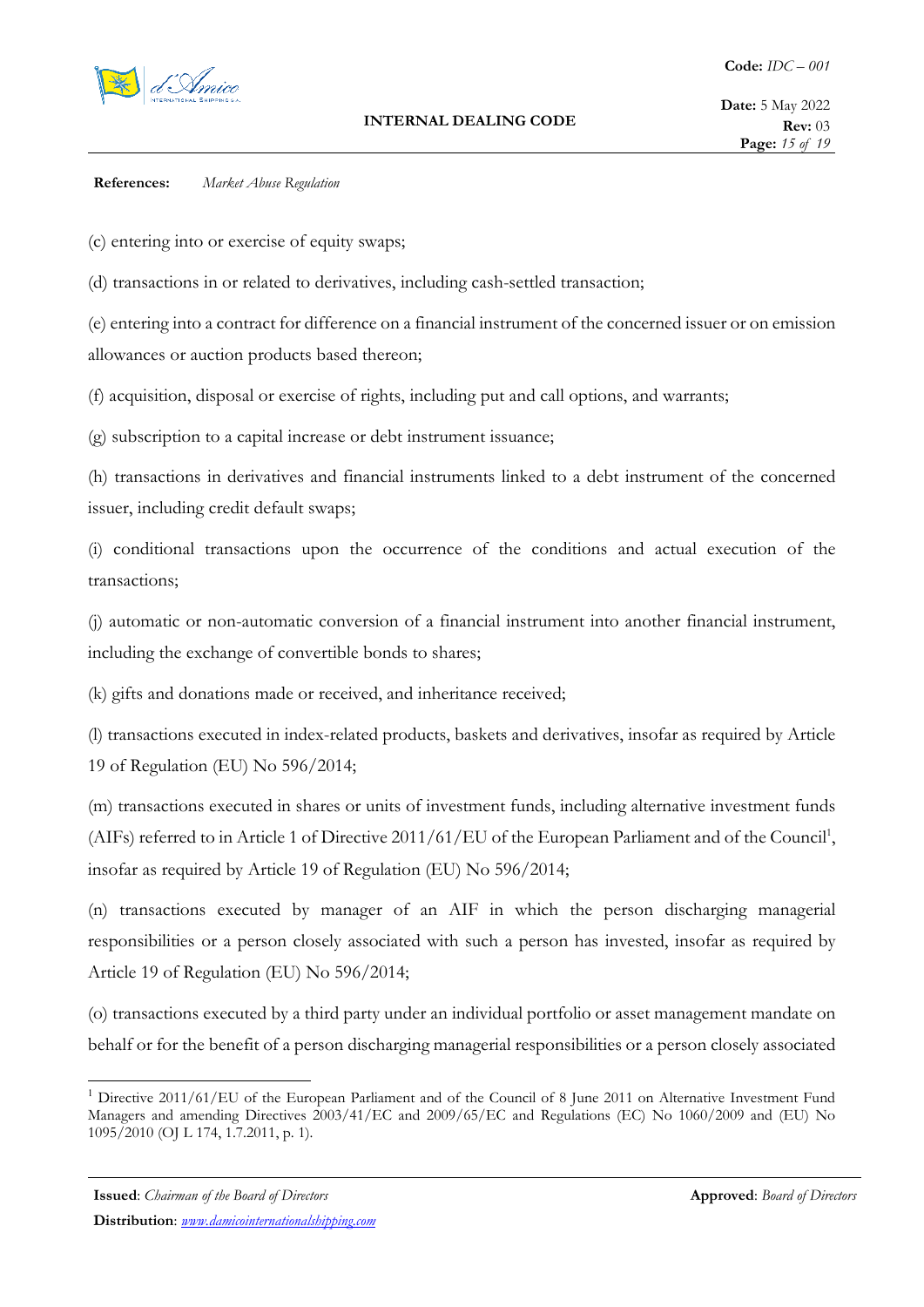(c) entering into or exercise of equity swaps;

(d) transactions in or related to derivatives, including cash-settled transaction;

(e) entering into a contract for difference on a financial instrument of the concerned issuer or on emission allowances or auction products based thereon;

(f) acquisition, disposal or exercise of rights, including put and call options, and warrants;

(g) subscription to a capital increase or debt instrument issuance;

(h) transactions in derivatives and financial instruments linked to a debt instrument of the concerned issuer, including credit default swaps;

(i) conditional transactions upon the occurrence of the conditions and actual execution of the transactions;

(j) automatic or non-automatic conversion of a financial instrument into another financial instrument, including the exchange of convertible bonds to shares;

(k) gifts and donations made or received, and inheritance received;

(l) transactions executed in index-related products, baskets and derivatives, insofar as required by Article 19 of Regulation (EU) No 596/2014;

(m) transactions executed in shares or units of investment funds, including alternative investment funds (AIFs) referred to in Article 1 of Directive 2011/61/EU of the European Parliament and of the Council[1], insofar as required by Article 19 of Regulation (EU) No 596/2014;

(n) transactions executed by manager of an AIF in which the person discharging managerial responsibilities or a person closely associated with such a person has invested, insofar as required by Article 19 of Regulation (EU) No 596/2014;

(o) transactions executed by a third party under an individual portfolio or asset management mandate on behalf or for the benefit of a person discharging managerial responsibilities or a person closely associated

[1] Directive 2011/61/EU of the European Parliament and of the Council of 8 June 2011 on Alternative Investment Fund Managers and amending Directives 2003/41/EC and 2009/65/EC and Regulations (EC) No 1060/2009 and (EU) No 1095/2010 (OJ L 174, 1.7.2011, p. 1).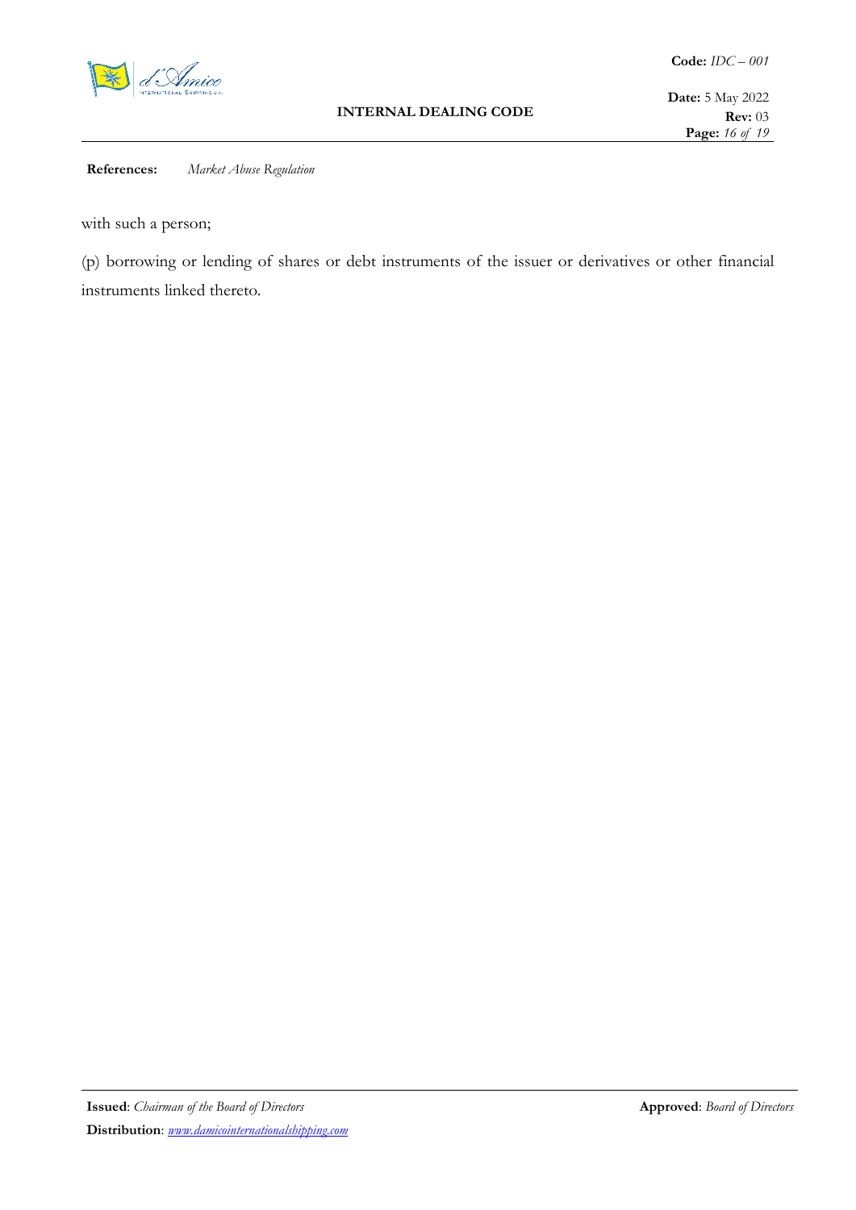with such a person;

(p) borrowing or lending of shares or debt instruments of the issuer or derivatives or other financial instruments linked thereto.